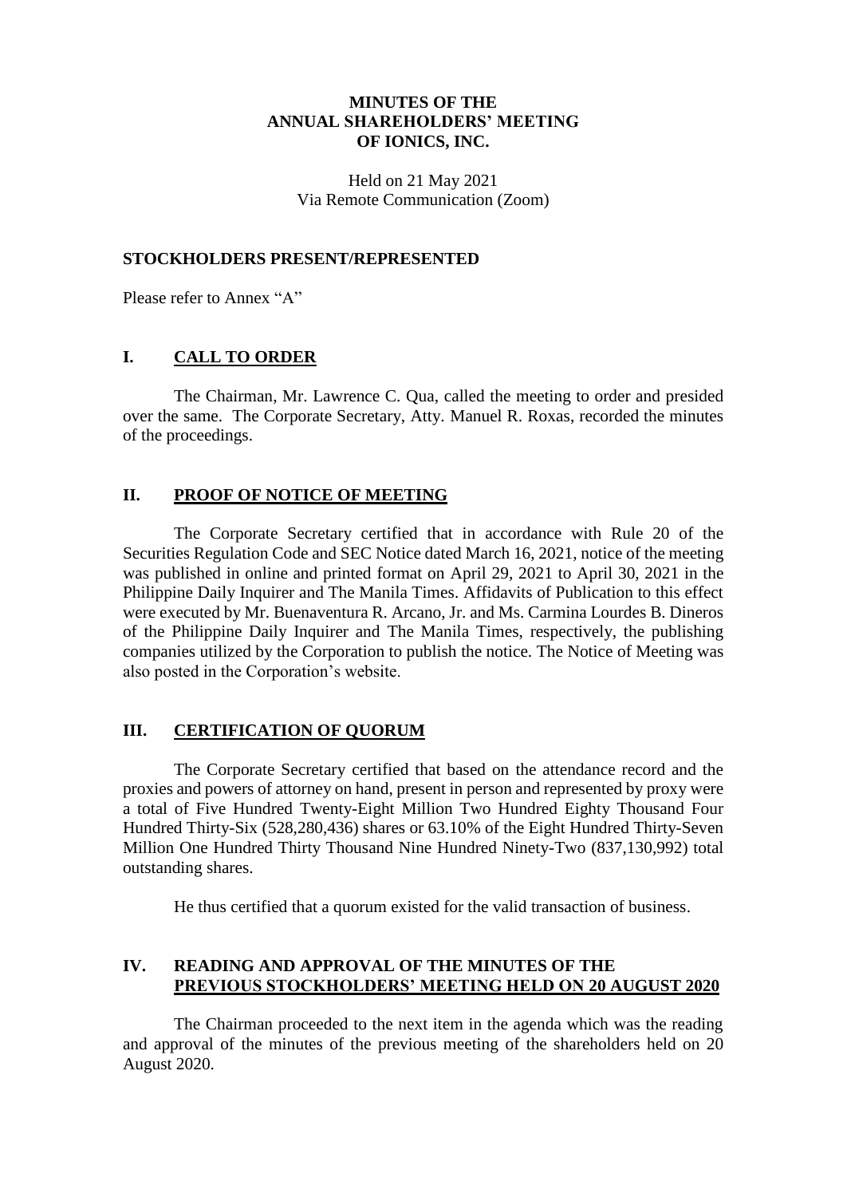# MINUTES OF THE ANNUAL SHAREHOLDERS' MEETING OF IONICS, INC.

Held on 21 May 2021
Via Remote Communication (Zoom)

## STOCKHOLDERS PRESENT/REPRESENTED

Please refer to Annex "A"

## I. CALL TO ORDER

The Chairman, Mr. Lawrence C. Qua, called the meeting to order and presided over the same. The Corporate Secretary, Atty. Manuel R. Roxas, recorded the minutes of the proceedings.

## II. PROOF OF NOTICE OF MEETING

The Corporate Secretary certified that in accordance with Rule 20 of the Securities Regulation Code and SEC Notice dated March 16, 2021, notice of the meeting was published in online and printed format on April 29, 2021 to April 30, 2021 in the Philippine Daily Inquirer and The Manila Times. Affidavits of Publication to this effect were executed by Mr. Buenaventura R. Arcano, Jr. and Ms. Carmina Lourdes B. Dineros of the Philippine Daily Inquirer and The Manila Times, respectively, the publishing companies utilized by the Corporation to publish the notice. The Notice of Meeting was also posted in the Corporation's website.

## III. CERTIFICATION OF QUORUM

The Corporate Secretary certified that based on the attendance record and the proxies and powers of attorney on hand, present in person and represented by proxy were a total of Five Hundred Twenty-Eight Million Two Hundred Eighty Thousand Four Hundred Thirty-Six (528,280,436) shares or 63.10% of the Eight Hundred Thirty-Seven Million One Hundred Thirty Thousand Nine Hundred Ninety-Two (837,130,992) total outstanding shares.

He thus certified that a quorum existed for the valid transaction of business.

## IV. READING AND APPROVAL OF THE MINUTES OF THE PREVIOUS STOCKHOLDERS' MEETING HELD ON 20 AUGUST 2020

The Chairman proceeded to the next item in the agenda which was the reading and approval of the minutes of the previous meeting of the shareholders held on 20 August 2020.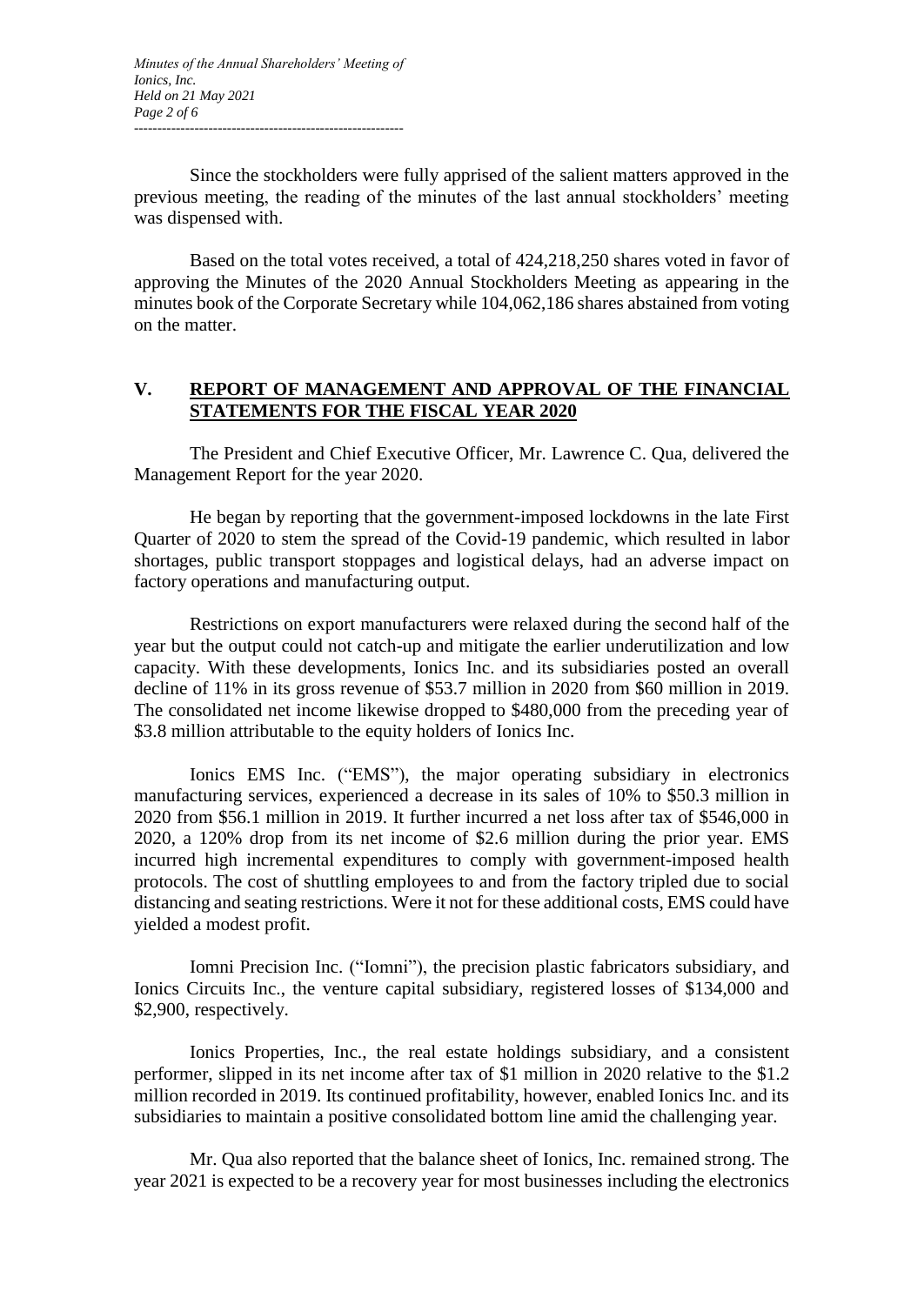Since the stockholders were fully apprised of the salient matters approved in the previous meeting, the reading of the minutes of the last annual stockholders' meeting was dispensed with.

Based on the total votes received, a total of 424,218,250 shares voted in favor of approving the Minutes of the 2020 Annual Stockholders Meeting as appearing in the minutes book of the Corporate Secretary while 104,062,186 shares abstained from voting on the matter.

## V. REPORT OF MANAGEMENT AND APPROVAL OF THE FINANCIAL STATEMENTS FOR THE FISCAL YEAR 2020

The President and Chief Executive Officer, Mr. Lawrence C. Qua, delivered the Management Report for the year 2020.

He began by reporting that the government-imposed lockdowns in the late First Quarter of 2020 to stem the spread of the Covid-19 pandemic, which resulted in labor shortages, public transport stoppages and logistical delays, had an adverse impact on factory operations and manufacturing output.

Restrictions on export manufacturers were relaxed during the second half of the year but the output could not catch-up and mitigate the earlier underutilization and low capacity. With these developments, Ionics Inc. and its subsidiaries posted an overall decline of 11% in its gross revenue of $53.7 million in 2020 from $60 million in 2019. The consolidated net income likewise dropped to $480,000 from the preceding year of $3.8 million attributable to the equity holders of Ionics Inc.

Ionics EMS Inc. ("EMS"), the major operating subsidiary in electronics manufacturing services, experienced a decrease in its sales of 10% to $50.3 million in 2020 from $56.1 million in 2019. It further incurred a net loss after tax of $546,000 in 2020, a 120% drop from its net income of $2.6 million during the prior year. EMS incurred high incremental expenditures to comply with government-imposed health protocols. The cost of shuttling employees to and from the factory tripled due to social distancing and seating restrictions. Were it not for these additional costs, EMS could have yielded a modest profit.

Iomni Precision Inc. ("Iomni"), the precision plastic fabricators subsidiary, and Ionics Circuits Inc., the venture capital subsidiary, registered losses of $134,000 and $2,900, respectively.

Ionics Properties, Inc., the real estate holdings subsidiary, and a consistent performer, slipped in its net income after tax of $1 million in 2020 relative to the $1.2 million recorded in 2019. Its continued profitability, however, enabled Ionics Inc. and its subsidiaries to maintain a positive consolidated bottom line amid the challenging year.

Mr. Qua also reported that the balance sheet of Ionics, Inc. remained strong. The year 2021 is expected to be a recovery year for most businesses including the electronics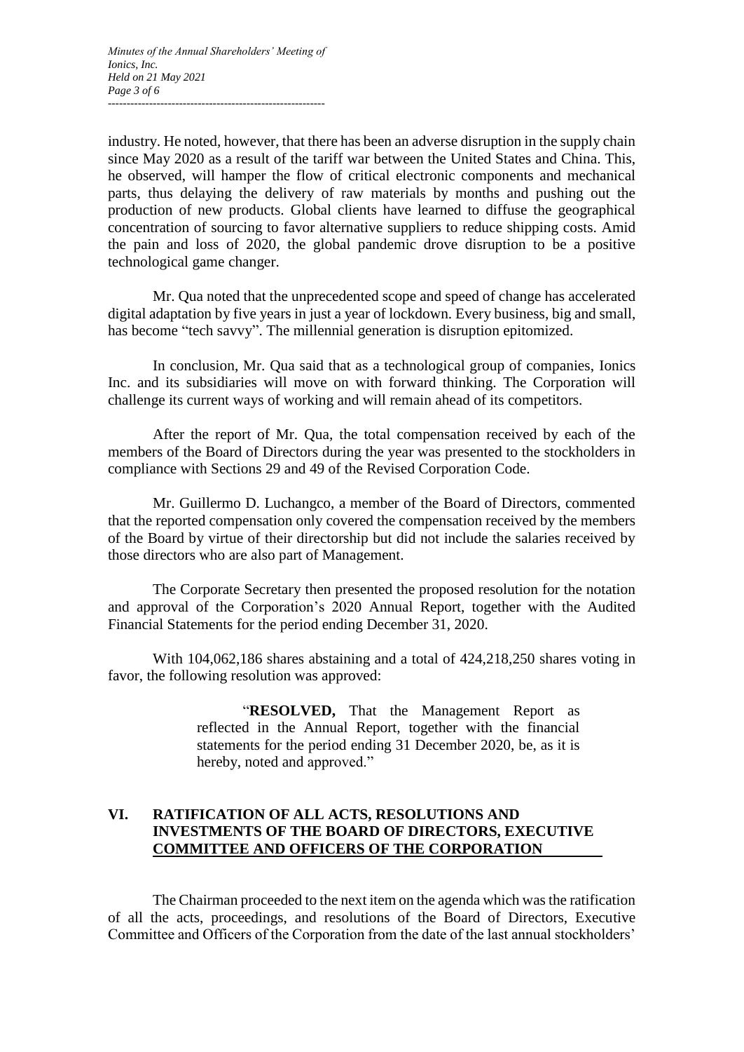industry. He noted, however, that there has been an adverse disruption in the supply chain since May 2020 as a result of the tariff war between the United States and China. This, he observed, will hamper the flow of critical electronic components and mechanical parts, thus delaying the delivery of raw materials by months and pushing out the production of new products. Global clients have learned to diffuse the geographical concentration of sourcing to favor alternative suppliers to reduce shipping costs. Amid the pain and loss of 2020, the global pandemic drove disruption to be a positive technological game changer.

Mr. Qua noted that the unprecedented scope and speed of change has accelerated digital adaptation by five years in just a year of lockdown. Every business, big and small, has become "tech savvy". The millennial generation is disruption epitomized.

In conclusion, Mr. Qua said that as a technological group of companies, Ionics Inc. and its subsidiaries will move on with forward thinking. The Corporation will challenge its current ways of working and will remain ahead of its competitors.

After the report of Mr. Qua, the total compensation received by each of the members of the Board of Directors during the year was presented to the stockholders in compliance with Sections 29 and 49 of the Revised Corporation Code.

Mr. Guillermo D. Luchangco, a member of the Board of Directors, commented that the reported compensation only covered the compensation received by the members of the Board by virtue of their directorship but did not include the salaries received by those directors who are also part of Management.

The Corporate Secretary then presented the proposed resolution for the notation and approval of the Corporation's 2020 Annual Report, together with the Audited Financial Statements for the period ending December 31, 2020.

With 104,062,186 shares abstaining and a total of 424,218,250 shares voting in favor, the following resolution was approved:

> "**RESOLVED,** That the Management Report as reflected in the Annual Report, together with the financial statements for the period ending 31 December 2020, be, as it is hereby, noted and approved."

## VI. RATIFICATION OF ALL ACTS, RESOLUTIONS AND INVESTMENTS OF THE BOARD OF DIRECTORS, EXECUTIVE COMMITTEE AND OFFICERS OF THE CORPORATION

The Chairman proceeded to the next item on the agenda which was the ratification of all the acts, proceedings, and resolutions of the Board of Directors, Executive Committee and Officers of the Corporation from the date of the last annual stockholders'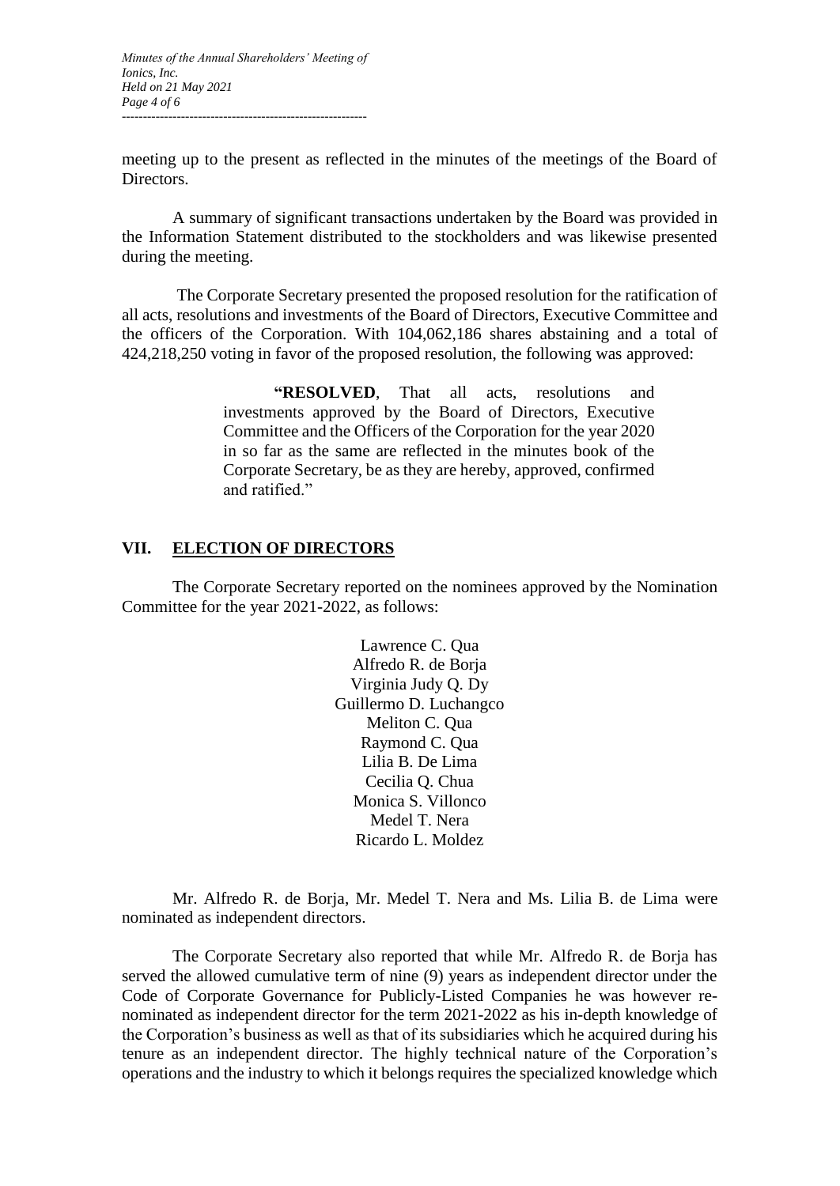meeting up to the present as reflected in the minutes of the meetings of the Board of Directors.

A summary of significant transactions undertaken by the Board was provided in the Information Statement distributed to the stockholders and was likewise presented during the meeting.

The Corporate Secretary presented the proposed resolution for the ratification of all acts, resolutions and investments of the Board of Directors, Executive Committee and the officers of the Corporation. With 104,062,186 shares abstaining and a total of 424,218,250 voting in favor of the proposed resolution, the following was approved:

> "**RESOLVED**, That all acts, resolutions and investments approved by the Board of Directors, Executive Committee and the Officers of the Corporation for the year 2020 in so far as the same are reflected in the minutes book of the Corporate Secretary, be as they are hereby, approved, confirmed and ratified."

## VII. ELECTION OF DIRECTORS

The Corporate Secretary reported on the nominees approved by the Nomination Committee for the year 2021-2022, as follows:

Lawrence C. Qua
Alfredo R. de Borja
Virginia Judy Q. Dy
Guillermo D. Luchangco
Meliton C. Qua
Raymond C. Qua
Lilia B. De Lima
Cecilia Q. Chua
Monica S. Villonco
Medel T. Nera
Ricardo L. Moldez

Mr. Alfredo R. de Borja, Mr. Medel T. Nera and Ms. Lilia B. de Lima were nominated as independent directors.

The Corporate Secretary also reported that while Mr. Alfredo R. de Borja has served the allowed cumulative term of nine (9) years as independent director under the Code of Corporate Governance for Publicly-Listed Companies he was however re-nominated as independent director for the term 2021-2022 as his in-depth knowledge of the Corporation's business as well as that of its subsidiaries which he acquired during his tenure as an independent director. The highly technical nature of the Corporation's operations and the industry to which it belongs requires the specialized knowledge which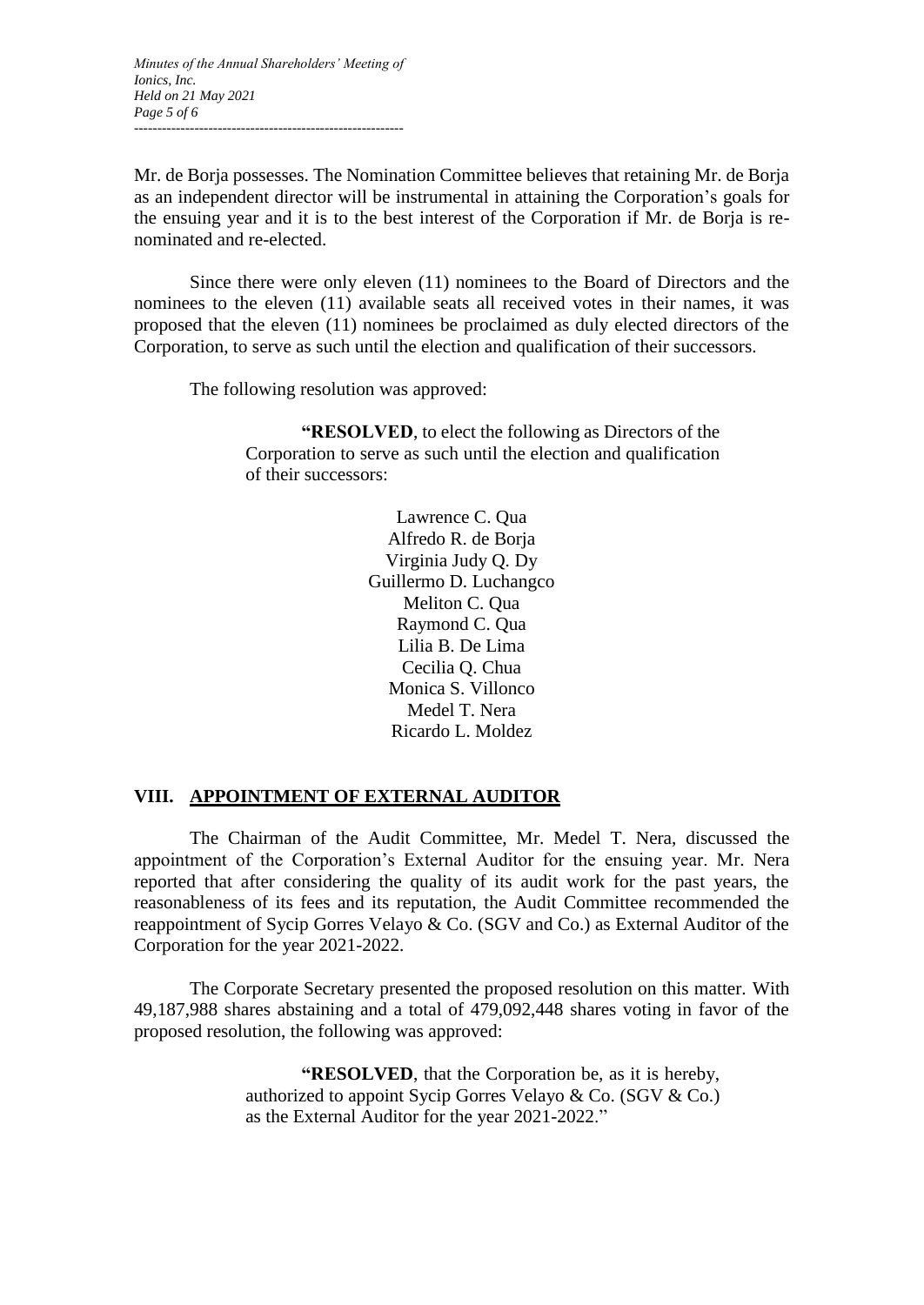Mr. de Borja possesses. The Nomination Committee believes that retaining Mr. de Borja as an independent director will be instrumental in attaining the Corporation's goals for the ensuing year and it is to the best interest of the Corporation if Mr. de Borja is re-nominated and re-elected.

Since there were only eleven (11) nominees to the Board of Directors and the nominees to the eleven (11) available seats all received votes in their names, it was proposed that the eleven (11) nominees be proclaimed as duly elected directors of the Corporation, to serve as such until the election and qualification of their successors.

The following resolution was approved:

> "**RESOLVED**, to elect the following as Directors of the Corporation to serve as such until the election and qualification of their successors:
>
> Lawrence C. Qua
> Alfredo R. de Borja
> Virginia Judy Q. Dy
> Guillermo D. Luchangco
> Meliton C. Qua
> Raymond C. Qua
> Lilia B. De Lima
> Cecilia Q. Chua
> Monica S. Villonco
> Medel T. Nera
> Ricardo L. Moldez

## VIII. APPOINTMENT OF EXTERNAL AUDITOR

The Chairman of the Audit Committee, Mr. Medel T. Nera, discussed the appointment of the Corporation's External Auditor for the ensuing year. Mr. Nera reported that after considering the quality of its audit work for the past years, the reasonableness of its fees and its reputation, the Audit Committee recommended the reappointment of Sycip Gorres Velayo & Co. (SGV and Co.) as External Auditor of the Corporation for the year 2021-2022.

The Corporate Secretary presented the proposed resolution on this matter. With 49,187,988 shares abstaining and a total of 479,092,448 shares voting in favor of the proposed resolution, the following was approved:

> "**RESOLVED**, that the Corporation be, as it is hereby, authorized to appoint Sycip Gorres Velayo & Co. (SGV & Co.) as the External Auditor for the year 2021-2022."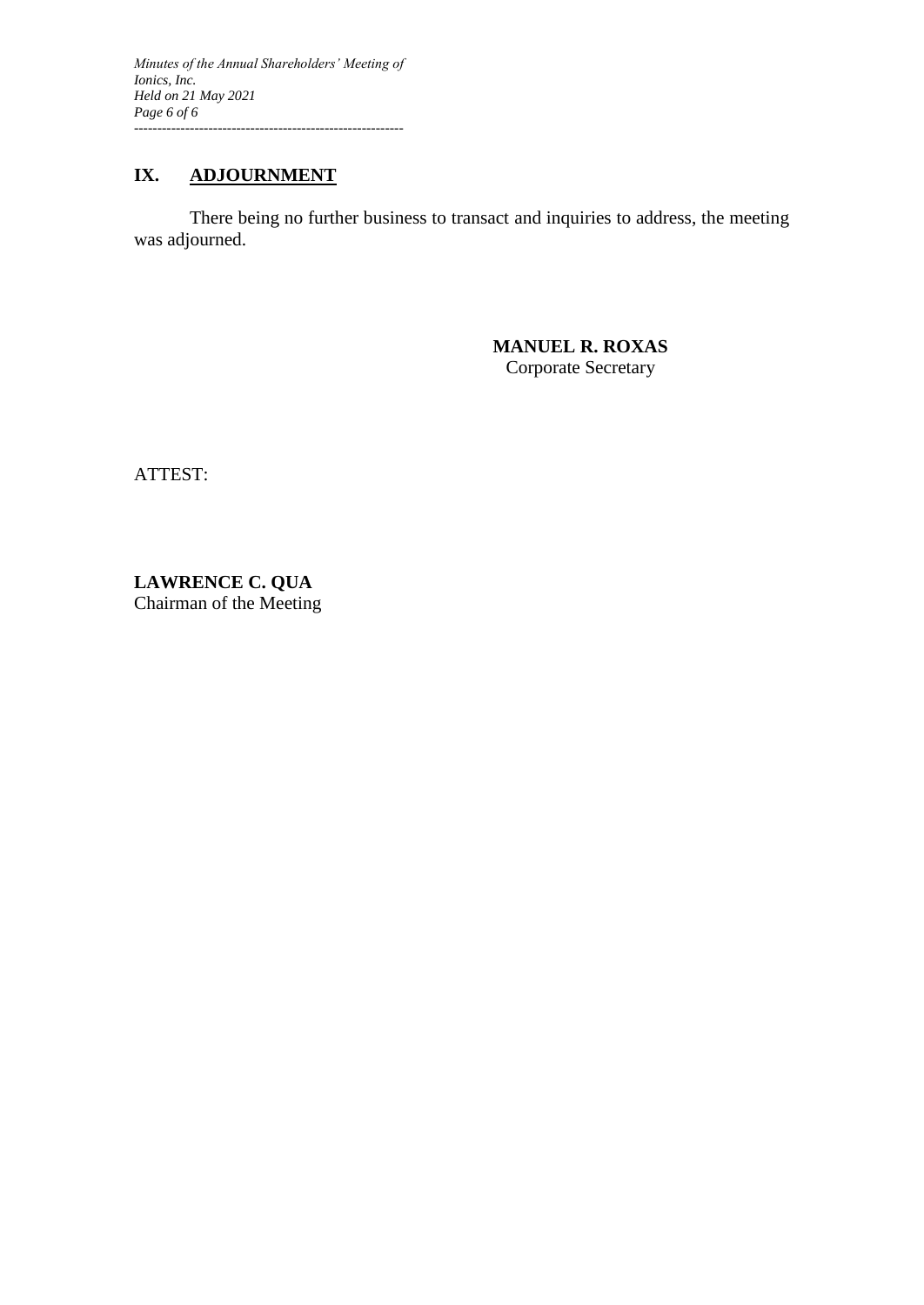## IX. ADJOURNMENT

There being no further business to transact and inquiries to address, the meeting was adjourned.

**MANUEL R. ROXAS**
Corporate Secretary

ATTEST:

**LAWRENCE C. QUA**
Chairman of the Meeting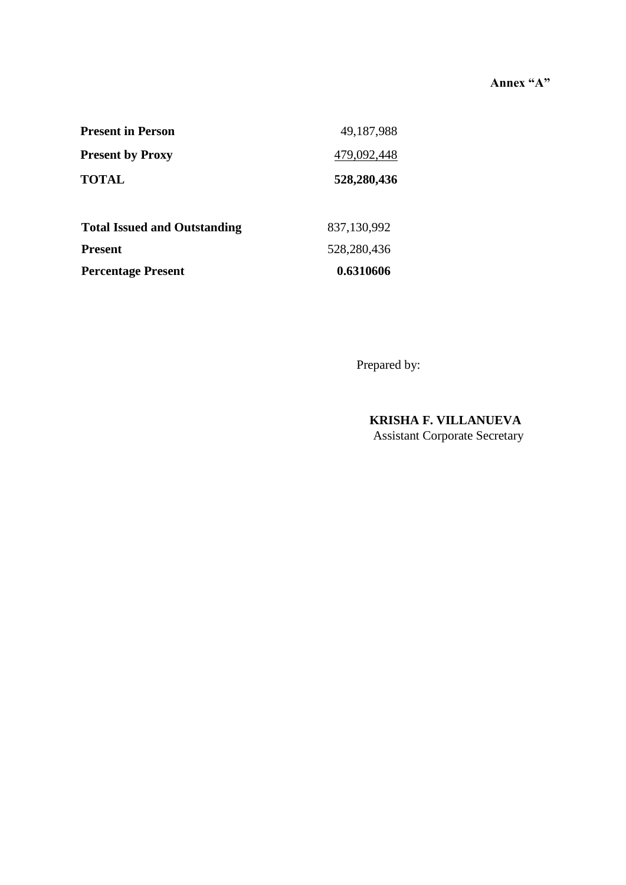**Annex "A"**

| | |
|---|---|
| **Present in Person** | 49,187,988 |
| **Present by Proxy** | 479,092,448 |
| **TOTAL** | **528,280,436** |

| | |
|---|---|
| **Total Issued and Outstanding** | 837,130,992 |
| **Present** | 528,280,436 |
| **Percentage Present** | **0.6310606** |

Prepared by:

**KRISHA F. VILLANUEVA**
Assistant Corporate Secretary